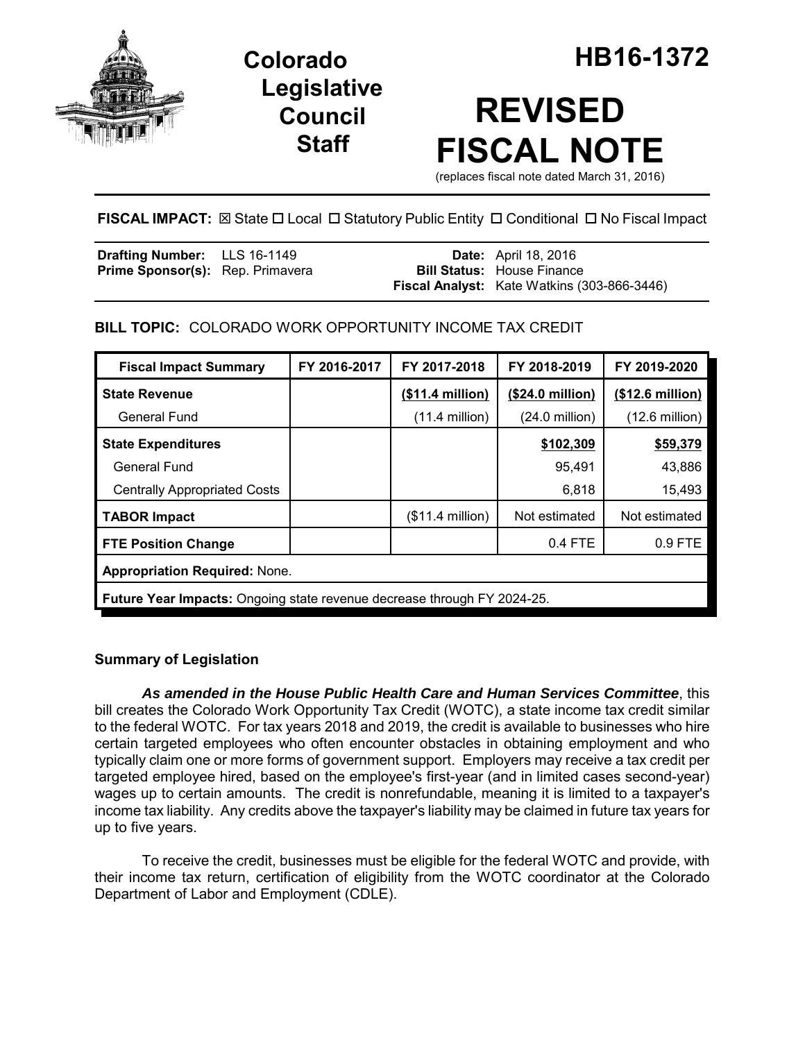# Colorado Legislative Council Staff

# HB16-1372

# REVISED FISCAL NOTE

(replaces fiscal note dated March 31, 2016)

**FISCAL IMPACT:** ☒ State ☐ Local ☐ Statutory Public Entity ☐ Conditional ☐ No Fiscal Impact

| | | | |
|---|---|---|---|
| **Drafting Number:** | LLS 16-1149 | **Date:** | April 18, 2016 |
| **Prime Sponsor(s):** | Rep. Primavera | **Bill Status:** | House Finance |
| | | **Fiscal Analyst:** | Kate Watkins (303-866-3446) |

**BILL TOPIC:** COLORADO WORK OPPORTUNITY INCOME TAX CREDIT

| Fiscal Impact Summary | FY 2016-2017 | FY 2017-2018 | FY 2018-2019 | FY 2019-2020 |
|---|---|---|---|---|
| **State Revenue** | | **($11.4 million)** | **($24.0 million)** | **($12.6 million)** |
| General Fund | | (11.4 million) | (24.0 million) | (12.6 million) |
| **State Expenditures** | | | **$102,309** | **$59,379** |
| General Fund | | | 95,491 | 43,886 |
| Centrally Appropriated Costs | | | 6,818 | 15,493 |
| **TABOR Impact** | | ($11.4 million) | Not estimated | Not estimated |
| **FTE Position Change** | | | 0.4 FTE | 0.9 FTE |
| **Appropriation Required:** None. | | | | |
| **Future Year Impacts:** Ongoing state revenue decrease through FY 2024-25. | | | | |

## Summary of Legislation

***As amended in the House Public Health Care and Human Services Committee***, this bill creates the Colorado Work Opportunity Tax Credit (WOTC), a state income tax credit similar to the federal WOTC. For tax years 2018 and 2019, the credit is available to businesses who hire certain targeted employees who often encounter obstacles in obtaining employment and who typically claim one or more forms of government support. Employers may receive a tax credit per targeted employee hired, based on the employee's first-year (and in limited cases second-year) wages up to certain amounts. The credit is nonrefundable, meaning it is limited to a taxpayer's income tax liability. Any credits above the taxpayer's liability may be claimed in future tax years for up to five years.

To receive the credit, businesses must be eligible for the federal WOTC and provide, with their income tax return, certification of eligibility from the WOTC coordinator at the Colorado Department of Labor and Employment (CDLE).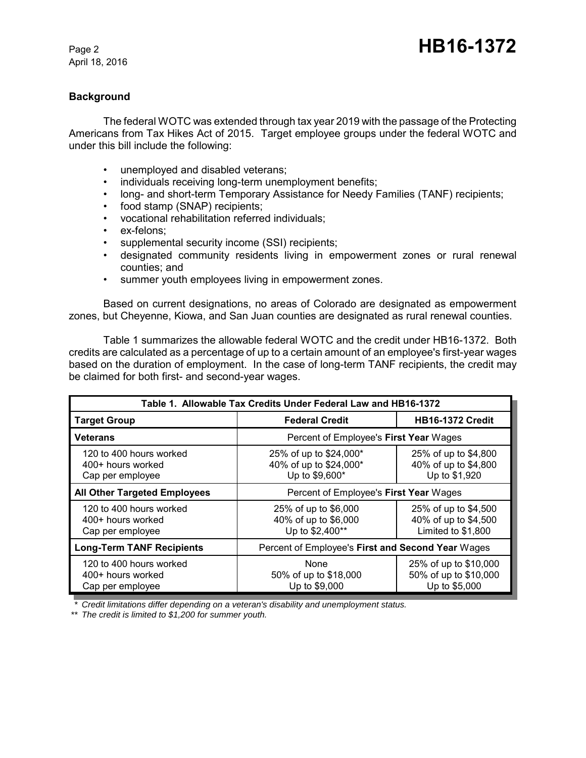## Background

The federal WOTC was extended through tax year 2019 with the passage of the Protecting Americans from Tax Hikes Act of 2015. Target employee groups under the federal WOTC and under this bill include the following:

- unemployed and disabled veterans;
- individuals receiving long-term unemployment benefits;
- long- and short-term Temporary Assistance for Needy Families (TANF) recipients;
- food stamp (SNAP) recipients;
- vocational rehabilitation referred individuals;
- ex-felons;
- supplemental security income (SSI) recipients;
- designated community residents living in empowerment zones or rural renewal counties; and
- summer youth employees living in empowerment zones.

Based on current designations, no areas of Colorado are designated as empowerment zones, but Cheyenne, Kiowa, and San Juan counties are designated as rural renewal counties.

Table 1 summarizes the allowable federal WOTC and the credit under HB16-1372. Both credits are calculated as a percentage of up to a certain amount of an employee's first-year wages based on the duration of employment. In the case of long-term TANF recipients, the credit may be claimed for both first- and second-year wages.

**Table 1. Allowable Tax Credits Under Federal Law and HB16-1372**

| Target Group | Federal Credit | HB16-1372 Credit |
|---|---|---|
| **Veterans** | Percent of Employee's **First Year** Wages | |
| 120 to 400 hours worked | 25% of up to $24,000* | 25% of up to $4,800 |
| 400+ hours worked | 40% of up to $24,000* | 40% of up to $4,800 |
| Cap per employee | Up to $9,600* | Up to $1,920 |
| **All Other Targeted Employees** | Percent of Employee's **First Year** Wages | |
| 120 to 400 hours worked | 25% of up to $6,000 | 25% of up to $4,500 |
| 400+ hours worked | 40% of up to $6,000 | 40% of up to $4,500 |
| Cap per employee | Up to $2,400** | Limited to $1,800 |
| **Long-Term TANF Recipients** | Percent of Employee's **First and Second Year** Wages | |
| 120 to 400 hours worked | None | 25% of up to $10,000 |
| 400+ hours worked | 50% of up to $18,000 | 50% of up to $10,000 |
| Cap per employee | Up to $9,000 | Up to $5,000 |

\* *Credit limitations differ depending on a veteran's disability and unemployment status.*

\*\* *The credit is limited to $1,200 for summer youth.*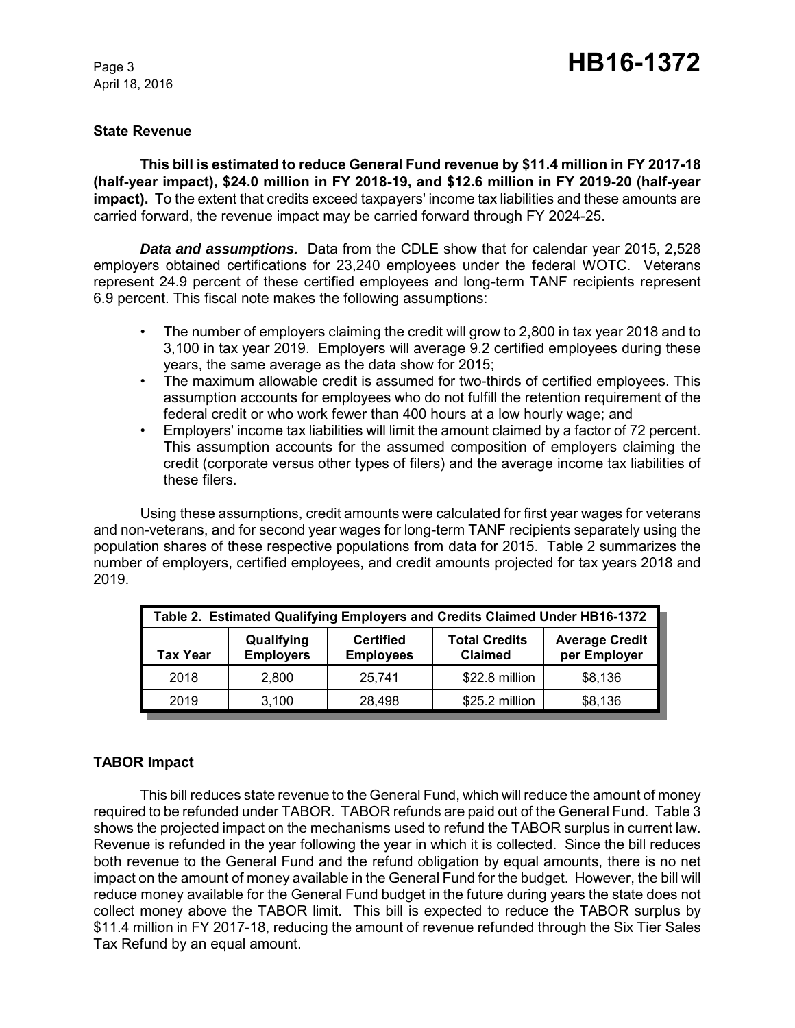### State Revenue

**This bill is estimated to reduce General Fund revenue by $11.4 million in FY 2017-18 (half-year impact), $24.0 million in FY 2018-19, and $12.6 million in FY 2019-20 (half-year impact).** To the extent that credits exceed taxpayers' income tax liabilities and these amounts are carried forward, the revenue impact may be carried forward through FY 2024-25.

***Data and assumptions.*** Data from the CDLE show that for calendar year 2015, 2,528 employers obtained certifications for 23,240 employees under the federal WOTC. Veterans represent 24.9 percent of these certified employees and long-term TANF recipients represent 6.9 percent. This fiscal note makes the following assumptions:

- The number of employers claiming the credit will grow to 2,800 in tax year 2018 and to 3,100 in tax year 2019. Employers will average 9.2 certified employees during these years, the same average as the data show for 2015;
- The maximum allowable credit is assumed for two-thirds of certified employees. This assumption accounts for employees who do not fulfill the retention requirement of the federal credit or who work fewer than 400 hours at a low hourly wage; and
- Employers' income tax liabilities will limit the amount claimed by a factor of 72 percent. This assumption accounts for the assumed composition of employers claiming the credit (corporate versus other types of filers) and the average income tax liabilities of these filers.

Using these assumptions, credit amounts were calculated for first year wages for veterans and non-veterans, and for second year wages for long-term TANF recipients separately using the population shares of these respective populations from data for 2015. Table 2 summarizes the number of employers, certified employees, and credit amounts projected for tax years 2018 and 2019.

**Table 2. Estimated Qualifying Employers and Credits Claimed Under HB16-1372**

| Tax Year | Qualifying Employers | Certified Employees | Total Credits Claimed | Average Credit per Employer |
|---|---|---|---|---|
| 2018 | 2,800 | 25,741 | $22.8 million | $8,136 |
| 2019 | 3,100 | 28,498 | $25.2 million | $8,136 |

### TABOR Impact

This bill reduces state revenue to the General Fund, which will reduce the amount of money required to be refunded under TABOR. TABOR refunds are paid out of the General Fund. Table 3 shows the projected impact on the mechanisms used to refund the TABOR surplus in current law. Revenue is refunded in the year following the year in which it is collected. Since the bill reduces both revenue to the General Fund and the refund obligation by equal amounts, there is no net impact on the amount of money available in the General Fund for the budget. However, the bill will reduce money available for the General Fund budget in the future during years the state does not collect money above the TABOR limit. This bill is expected to reduce the TABOR surplus by $11.4 million in FY 2017-18, reducing the amount of revenue refunded through the Six Tier Sales Tax Refund by an equal amount.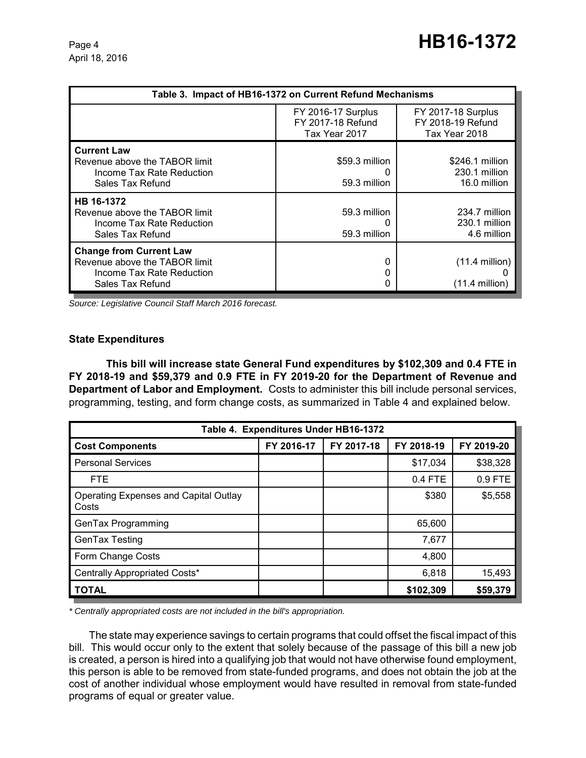| Table 3. Impact of HB16-1372 on Current Refund Mechanisms | | |
|---|---|---|
| | FY 2016-17 Surplus<br>FY 2017-18 Refund<br>Tax Year 2017 | FY 2017-18 Surplus<br>FY 2018-19 Refund<br>Tax Year 2018 |
| **Current Law** | | |
| Revenue above the TABOR limit | $59.3 million | $246.1 million |
| Income Tax Rate Reduction | 0 | 230.1 million |
| Sales Tax Refund | 59.3 million | 16.0 million |
| **HB 16-1372** | | |
| Revenue above the TABOR limit | 59.3 million | 234.7 million |
| Income Tax Rate Reduction | 0 | 230.1 million |
| Sales Tax Refund | 59.3 million | 4.6 million |
| **Change from Current Law** | | |
| Revenue above the TABOR limit | 0 | (11.4 million) |
| Income Tax Rate Reduction | 0 | 0 |
| Sales Tax Refund | 0 | (11.4 million) |

*Source: Legislative Council Staff March 2016 forecast.*

### State Expenditures

**This bill will increase state General Fund expenditures by $102,309 and 0.4 FTE in FY 2018-19 and $59,379 and 0.9 FTE in FY 2019-20 for the Department of Revenue and Department of Labor and Employment.** Costs to administer this bill include personal services, programming, testing, and form change costs, as summarized in Table 4 and explained below.

| Table 4. Expenditures Under HB16-1372 | | | | |
|---|---|---|---|---|
| **Cost Components** | **FY 2016-17** | **FY 2017-18** | **FY 2018-19** | **FY 2019-20** |
| Personal Services | | | $17,034 | $38,328 |
| FTE | | | 0.4 FTE | 0.9 FTE |
| Operating Expenses and Capital Outlay Costs | | | $380 | $5,558 |
| GenTax Programming | | | 65,600 | |
| GenTax Testing | | | 7,677 | |
| Form Change Costs | | | 4,800 | |
| Centrally Appropriated Costs* | | | 6,818 | 15,493 |
| **TOTAL** | | | **$102,309** | **$59,379** |

*\* Centrally appropriated costs are not included in the bill's appropriation.*

The state may experience savings to certain programs that could offset the fiscal impact of this bill. This would occur only to the extent that solely because of the passage of this bill a new job is created, a person is hired into a qualifying job that would not have otherwise found employment, this person is able to be removed from state-funded programs, and does not obtain the job at the cost of another individual whose employment would have resulted in removal from state-funded programs of equal or greater value.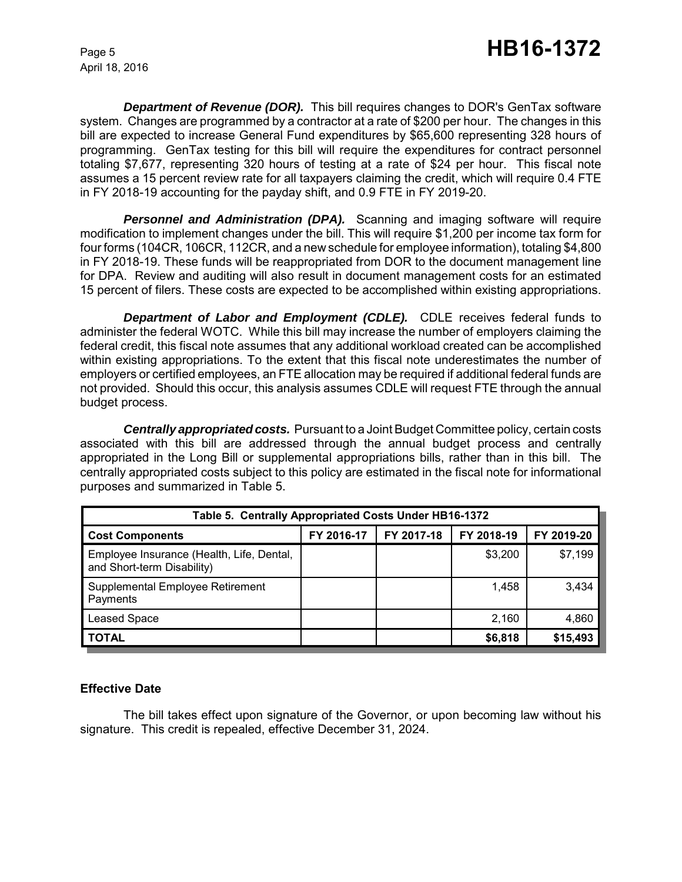***Department of Revenue (DOR).*** This bill requires changes to DOR's GenTax software system. Changes are programmed by a contractor at a rate of $200 per hour. The changes in this bill are expected to increase General Fund expenditures by $65,600 representing 328 hours of programming. GenTax testing for this bill will require the expenditures for contract personnel totaling $7,677, representing 320 hours of testing at a rate of $24 per hour. This fiscal note assumes a 15 percent review rate for all taxpayers claiming the credit, which will require 0.4 FTE in FY 2018-19 accounting for the payday shift, and 0.9 FTE in FY 2019-20.

***Personnel and Administration (DPA).*** Scanning and imaging software will require modification to implement changes under the bill. This will require $1,200 per income tax form for four forms (104CR, 106CR, 112CR, and a new schedule for employee information), totaling $4,800 in FY 2018-19. These funds will be reappropriated from DOR to the document management line for DPA. Review and auditing will also result in document management costs for an estimated 15 percent of filers. These costs are expected to be accomplished within existing appropriations.

***Department of Labor and Employment (CDLE).*** CDLE receives federal funds to administer the federal WOTC. While this bill may increase the number of employers claiming the federal credit, this fiscal note assumes that any additional workload created can be accomplished within existing appropriations. To the extent that this fiscal note underestimates the number of employers or certified employees, an FTE allocation may be required if additional federal funds are not provided. Should this occur, this analysis assumes CDLE will request FTE through the annual budget process.

***Centrally appropriated costs.*** Pursuant to a Joint Budget Committee policy, certain costs associated with this bill are addressed through the annual budget process and centrally appropriated in the Long Bill or supplemental appropriations bills, rather than in this bill. The centrally appropriated costs subject to this policy are estimated in the fiscal note for informational purposes and summarized in Table 5.

**Table 5. Centrally Appropriated Costs Under HB16-1372**

| Cost Components | FY 2016-17 | FY 2017-18 | FY 2018-19 | FY 2019-20 |
|---|---|---|---|---|
| Employee Insurance (Health, Life, Dental, and Short-term Disability) | | | $3,200 | $7,199 |
| Supplemental Employee Retirement Payments | | | 1,458 | 3,434 |
| Leased Space | | | 2,160 | 4,860 |
| **TOTAL** | | | **$6,818** | **$15,493** |

## Effective Date

The bill takes effect upon signature of the Governor, or upon becoming law without his signature. This credit is repealed, effective December 31, 2024.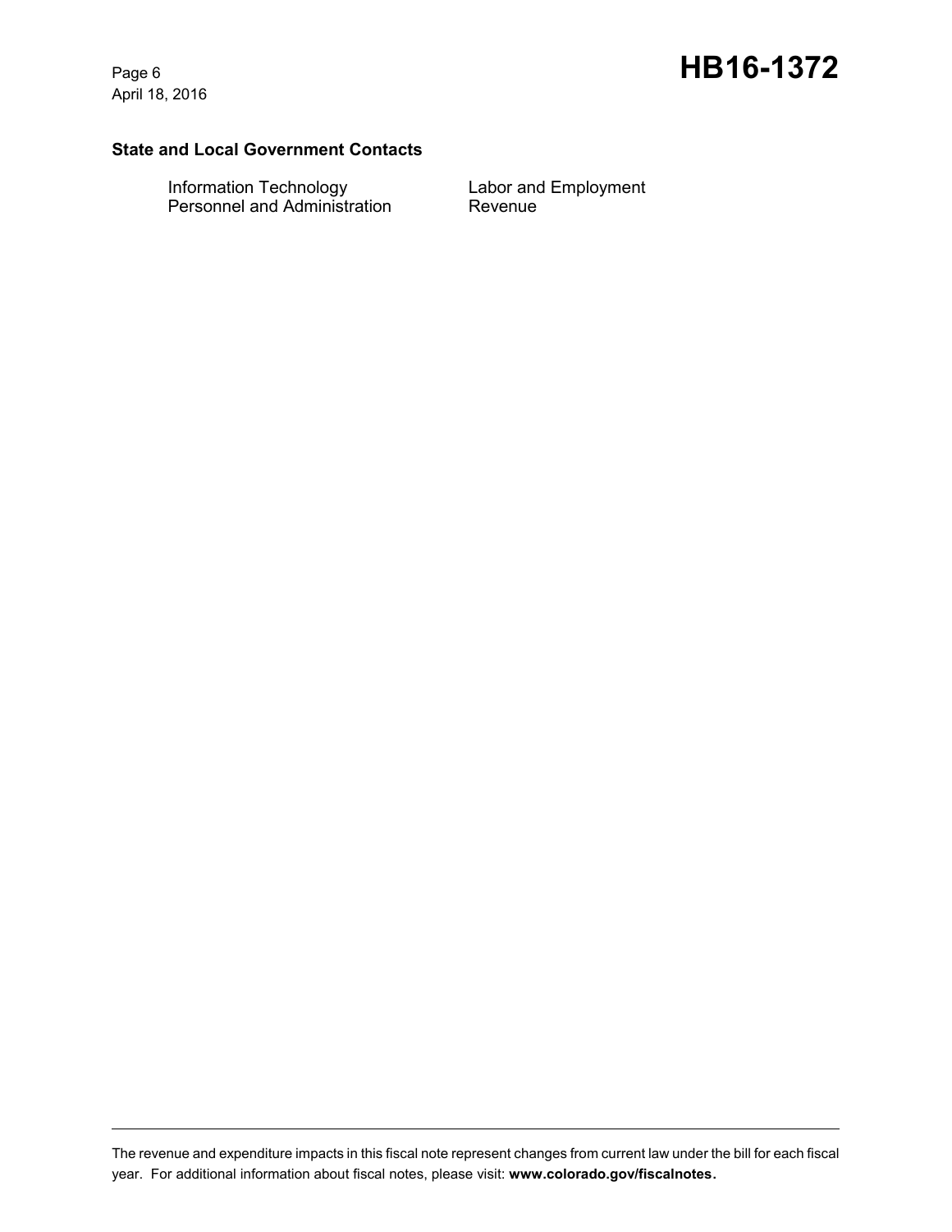**State and Local Government Contacts**

Information Technology
Labor and Employment
Personnel and Administration
Revenue

The revenue and expenditure impacts in this fiscal note represent changes from current law under the bill for each fiscal year. For additional information about fiscal notes, please visit: **www.colorado.gov/fiscalnotes.**